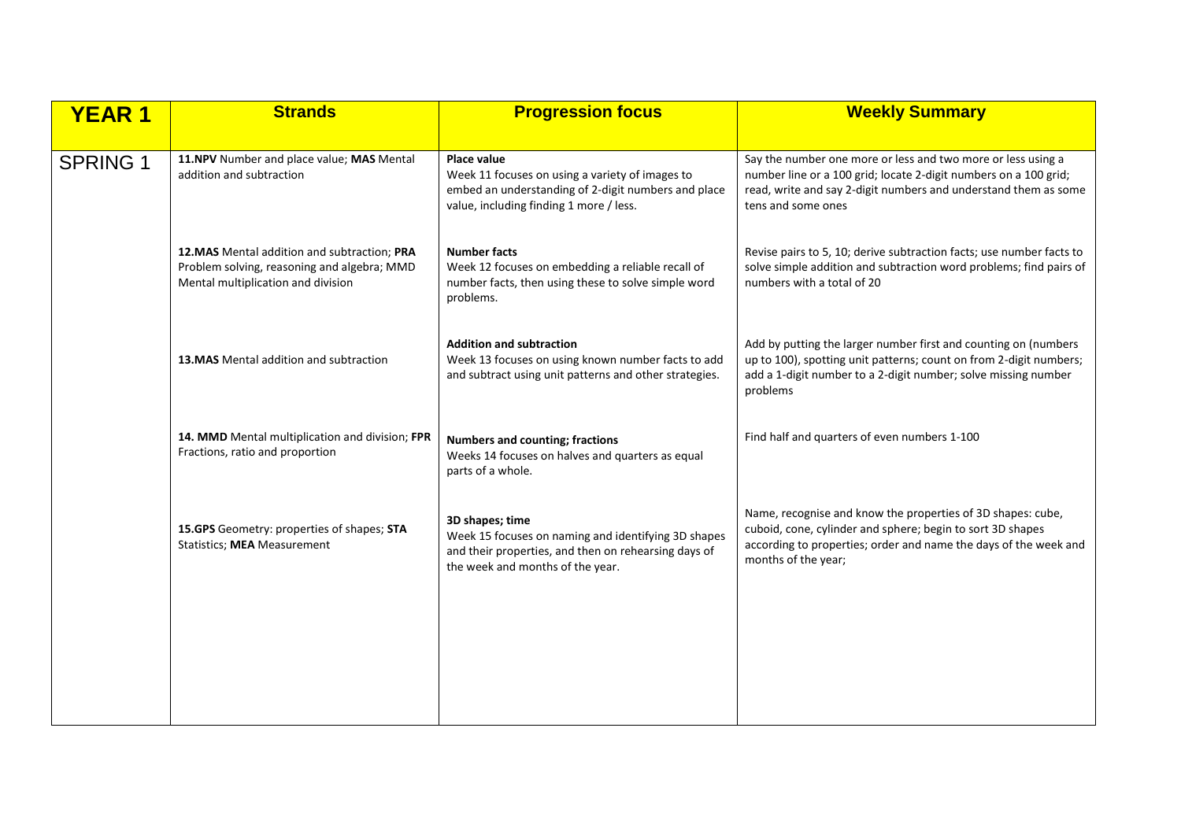| **YEAR 1** | **Strands** | **Progression focus** | **Weekly Summary** |
|---|---|---|---|
| SPRING 1 | **11.NPV** Number and place value; **MAS** Mental addition and subtraction | **Place value**<br>Week 11 focuses on using a variety of images to embed an understanding of 2-digit numbers and place value, including finding 1 more / less. | Say the number one more or less and two more or less using a number line or a 100 grid; locate 2-digit numbers on a 100 grid; read, write and say 2-digit numbers and understand them as some tens and some ones |
| | **12.MAS** Mental addition and subtraction; **PRA** Problem solving, reasoning and algebra; MMD Mental multiplication and division | **Number facts**<br>Week 12 focuses on embedding a reliable recall of number facts, then using these to solve simple word problems. | Revise pairs to 5, 10; derive subtraction facts; use number facts to solve simple addition and subtraction word problems; find pairs of numbers with a total of 20 |
| | **13.MAS** Mental addition and subtraction | **Addition and subtraction**<br>Week 13 focuses on using known number facts to add and subtract using unit patterns and other strategies. | Add by putting the larger number first and counting on (numbers up to 100), spotting unit patterns; count on from 2-digit numbers; add a 1-digit number to a 2-digit number; solve missing number problems |
| | **14. MMD** Mental multiplication and division; **FPR** Fractions, ratio and proportion | **Numbers and counting; fractions**<br>Weeks 14 focuses on halves and quarters as equal parts of a whole. | Find half and quarters of even numbers 1-100 |
| | **15.GPS** Geometry: properties of shapes; **STA** Statistics; **MEA** Measurement | **3D shapes; time**<br>Week 15 focuses on naming and identifying 3D shapes and their properties, and then on rehearsing days of the week and months of the year. | Name, recognise and know the properties of 3D shapes: cube, cuboid, cone, cylinder and sphere; begin to sort 3D shapes according to properties; order and name the days of the week and months of the year; |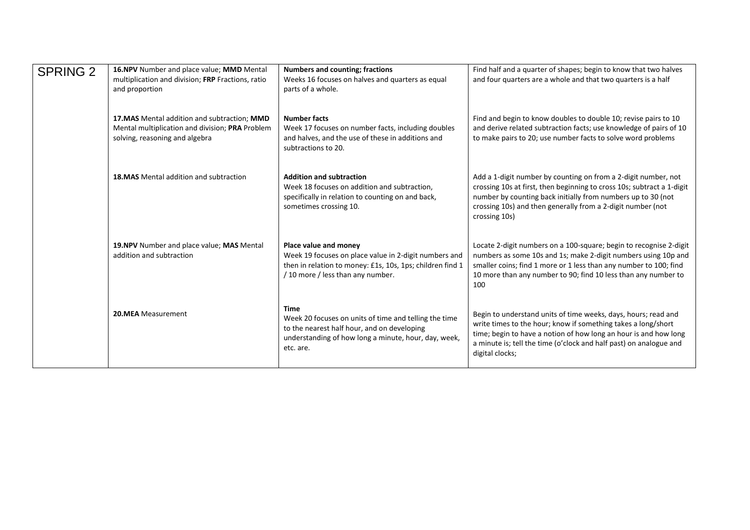| | | | |
|---|---|---|---|
| SPRING 2 | **16.NPV** Number and place value; **MMD** Mental multiplication and division; **FRP** Fractions, ratio and proportion | **Numbers and counting; fractions**<br>Weeks 16 focuses on halves and quarters as equal parts of a whole. | Find half and a quarter of shapes; begin to know that two halves and four quarters are a whole and that two quarters is a half |
| | **17.MAS** Mental addition and subtraction; **MMD** Mental multiplication and division; **PRA** Problem solving, reasoning and algebra | **Number facts**<br>Week 17 focuses on number facts, including doubles and halves, and the use of these in additions and subtractions to 20. | Find and begin to know doubles to double 10; revise pairs to 10 and derive related subtraction facts; use knowledge of pairs of 10 to make pairs to 20; use number facts to solve word problems |
| | **18.MAS** Mental addition and subtraction | **Addition and subtraction**<br>Week 18 focuses on addition and subtraction, specifically in relation to counting on and back, sometimes crossing 10. | Add a 1-digit number by counting on from a 2-digit number, not crossing 10s at first, then beginning to cross 10s; subtract a 1-digit number by counting back initially from numbers up to 30 (not crossing 10s) and then generally from a 2-digit number (not crossing 10s) |
| | **19.NPV** Number and place value; **MAS** Mental addition and subtraction | **Place value and money**<br>Week 19 focuses on place value in 2-digit numbers and then in relation to money: £1s, 10s, 1ps; children find 1 / 10 more / less than any number. | Locate 2-digit numbers on a 100-square; begin to recognise 2-digit numbers as some 10s and 1s; make 2-digit numbers using 10p and smaller coins; find 1 more or 1 less than any number to 100; find 10 more than any number to 90; find 10 less than any number to 100 |
| | **20.MEA** Measurement | **Time**<br>Week 20 focuses on units of time and telling the time to the nearest half hour, and on developing understanding of how long a minute, hour, day, week, etc. are. | Begin to understand units of time weeks, days, hours; read and write times to the hour; know if something takes a long/short time; begin to have a notion of how long an hour is and how long a minute is; tell the time (o'clock and half past) on analogue and digital clocks; |